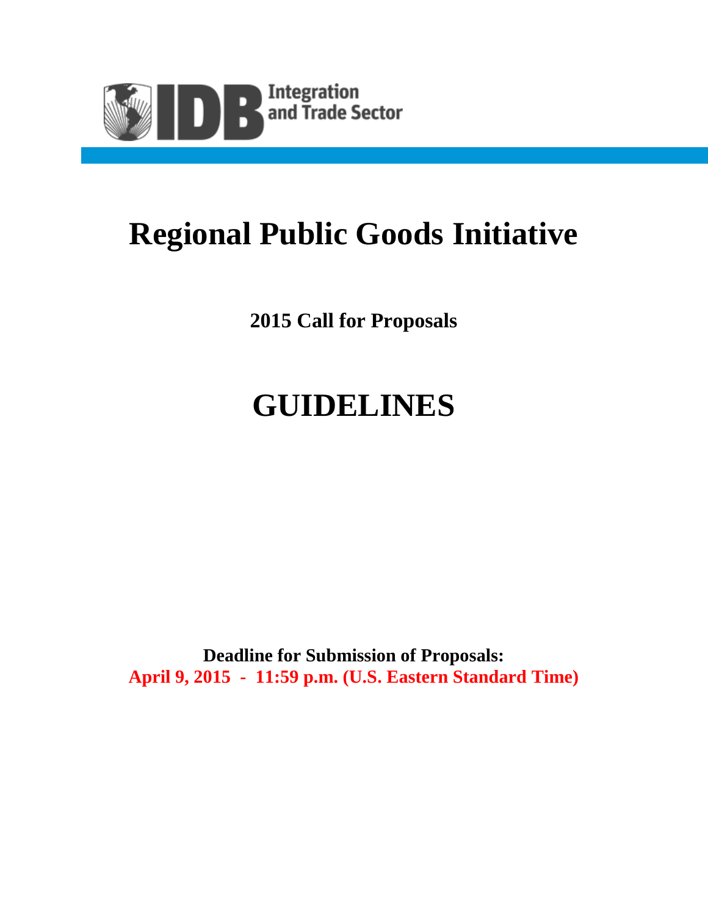IDB Integration and Trade Sector

# Regional Public Goods Initiative

## 2015 Call for Proposals

# GUIDELINES

**Deadline for Submission of Proposals:**
**April 9, 2015 - 11:59 p.m. (U.S. Eastern Standard Time)**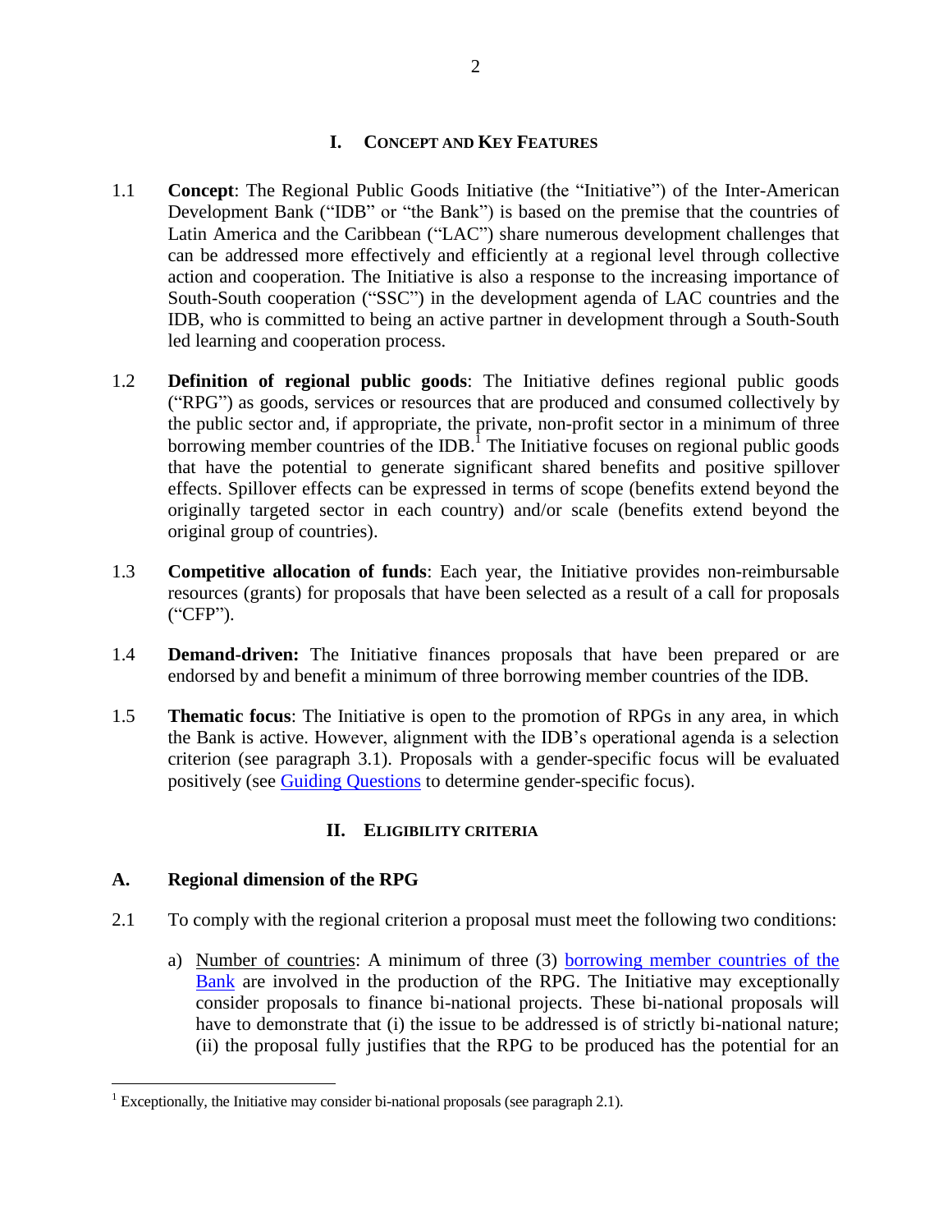## I. CONCEPT AND KEY FEATURES

1.1 **Concept**: The Regional Public Goods Initiative (the "Initiative") of the Inter-American Development Bank ("IDB" or "the Bank") is based on the premise that the countries of Latin America and the Caribbean ("LAC") share numerous development challenges that can be addressed more effectively and efficiently at a regional level through collective action and cooperation. The Initiative is also a response to the increasing importance of South-South cooperation ("SSC") in the development agenda of LAC countries and the IDB, who is committed to being an active partner in development through a South-South led learning and cooperation process.

1.2 **Definition of regional public goods**: The Initiative defines regional public goods ("RPG") as goods, services or resources that are produced and consumed collectively by the public sector and, if appropriate, the private, non-profit sector in a minimum of three borrowing member countries of the IDB.[1] The Initiative focuses on regional public goods that have the potential to generate significant shared benefits and positive spillover effects. Spillover effects can be expressed in terms of scope (benefits extend beyond the originally targeted sector in each country) and/or scale (benefits extend beyond the original group of countries).

1.3 **Competitive allocation of funds**: Each year, the Initiative provides non-reimbursable resources (grants) for proposals that have been selected as a result of a call for proposals ("CFP").

1.4 **Demand-driven:** The Initiative finances proposals that have been prepared or are endorsed by and benefit a minimum of three borrowing member countries of the IDB.

1.5 **Thematic focus**: The Initiative is open to the promotion of RPGs in any area, in which the Bank is active. However, alignment with the IDB's operational agenda is a selection criterion (see paragraph 3.1). Proposals with a gender-specific focus will be evaluated positively (see Guiding Questions to determine gender-specific focus).

## II. ELIGIBILITY CRITERIA

### A. Regional dimension of the RPG

2.1 To comply with the regional criterion a proposal must meet the following two conditions:

a) Number of countries: A minimum of three (3) borrowing member countries of the Bank are involved in the production of the RPG. The Initiative may exceptionally consider proposals to finance bi-national projects. These bi-national proposals will have to demonstrate that (i) the issue to be addressed is of strictly bi-national nature; (ii) the proposal fully justifies that the RPG to be produced has the potential for an

---

[1] Exceptionally, the Initiative may consider bi-national proposals (see paragraph 2.1).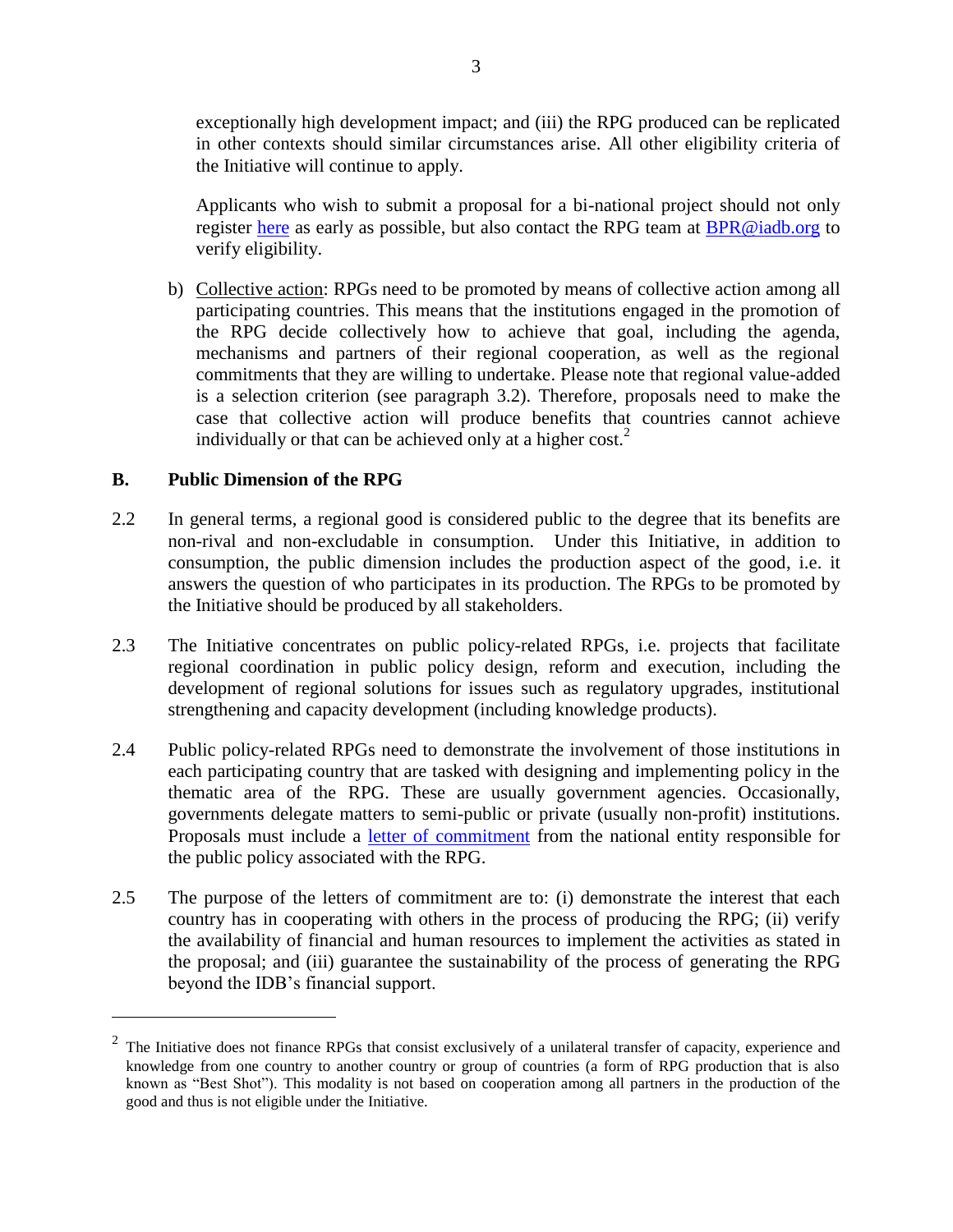exceptionally high development impact; and (iii) the RPG produced can be replicated in other contexts should similar circumstances arise. All other eligibility criteria of the Initiative will continue to apply.

Applicants who wish to submit a proposal for a bi-national project should not only register [here](#) as early as possible, but also contact the RPG team at [BPR@iadb.org](mailto:BPR@iadb.org) to verify eligibility.

b) Collective action: RPGs need to be promoted by means of collective action among all participating countries. This means that the institutions engaged in the promotion of the RPG decide collectively how to achieve that goal, including the agenda, mechanisms and partners of their regional cooperation, as well as the regional commitments that they are willing to undertake. Please note that regional value-added is a selection criterion (see paragraph 3.2). Therefore, proposals need to make the case that collective action will produce benefits that countries cannot achieve individually or that can be achieved only at a higher cost.[2]

## B. Public Dimension of the RPG

2.2 In general terms, a regional good is considered public to the degree that its benefits are non-rival and non-excludable in consumption. Under this Initiative, in addition to consumption, the public dimension includes the production aspect of the good, i.e. it answers the question of who participates in its production. The RPGs to be promoted by the Initiative should be produced by all stakeholders.

2.3 The Initiative concentrates on public policy-related RPGs, i.e. projects that facilitate regional coordination in public policy design, reform and execution, including the development of regional solutions for issues such as regulatory upgrades, institutional strengthening and capacity development (including knowledge products).

2.4 Public policy-related RPGs need to demonstrate the involvement of those institutions in each participating country that are tasked with designing and implementing policy in the thematic area of the RPG. These are usually government agencies. Occasionally, governments delegate matters to semi-public or private (usually non-profit) institutions. Proposals must include a [letter of commitment](#) from the national entity responsible for the public policy associated with the RPG.

2.5 The purpose of the letters of commitment are to: (i) demonstrate the interest that each country has in cooperating with others in the process of producing the RPG; (ii) verify the availability of financial and human resources to implement the activities as stated in the proposal; and (iii) guarantee the sustainability of the process of generating the RPG beyond the IDB's financial support.

---

[2] The Initiative does not finance RPGs that consist exclusively of a unilateral transfer of capacity, experience and knowledge from one country to another country or group of countries (a form of RPG production that is also known as "Best Shot"). This modality is not based on cooperation among all partners in the production of the good and thus is not eligible under the Initiative.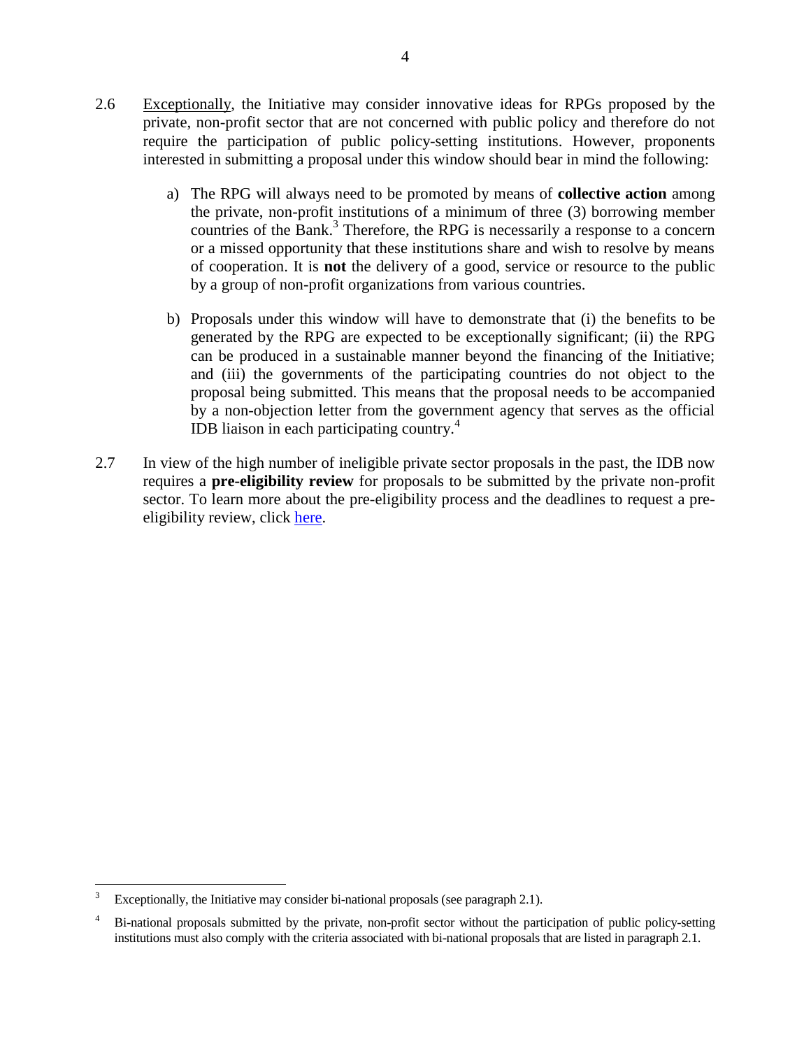2.6 Exceptionally, the Initiative may consider innovative ideas for RPGs proposed by the private, non-profit sector that are not concerned with public policy and therefore do not require the participation of public policy-setting institutions. However, proponents interested in submitting a proposal under this window should bear in mind the following:

a) The RPG will always need to be promoted by means of **collective action** among the private, non-profit institutions of a minimum of three (3) borrowing member countries of the Bank.[3] Therefore, the RPG is necessarily a response to a concern or a missed opportunity that these institutions share and wish to resolve by means of cooperation. It is **not** the delivery of a good, service or resource to the public by a group of non-profit organizations from various countries.

b) Proposals under this window will have to demonstrate that (i) the benefits to be generated by the RPG are expected to be exceptionally significant; (ii) the RPG can be produced in a sustainable manner beyond the financing of the Initiative; and (iii) the governments of the participating countries do not object to the proposal being submitted. This means that the proposal needs to be accompanied by a non-objection letter from the government agency that serves as the official IDB liaison in each participating country.[4]

2.7 In view of the high number of ineligible private sector proposals in the past, the IDB now requires a **pre-eligibility review** for proposals to be submitted by the private non-profit sector. To learn more about the pre-eligibility process and the deadlines to request a pre-eligibility review, click here.

---

[3] Exceptionally, the Initiative may consider bi-national proposals (see paragraph 2.1).

[4] Bi-national proposals submitted by the private, non-profit sector without the participation of public policy-setting institutions must also comply with the criteria associated with bi-national proposals that are listed in paragraph 2.1.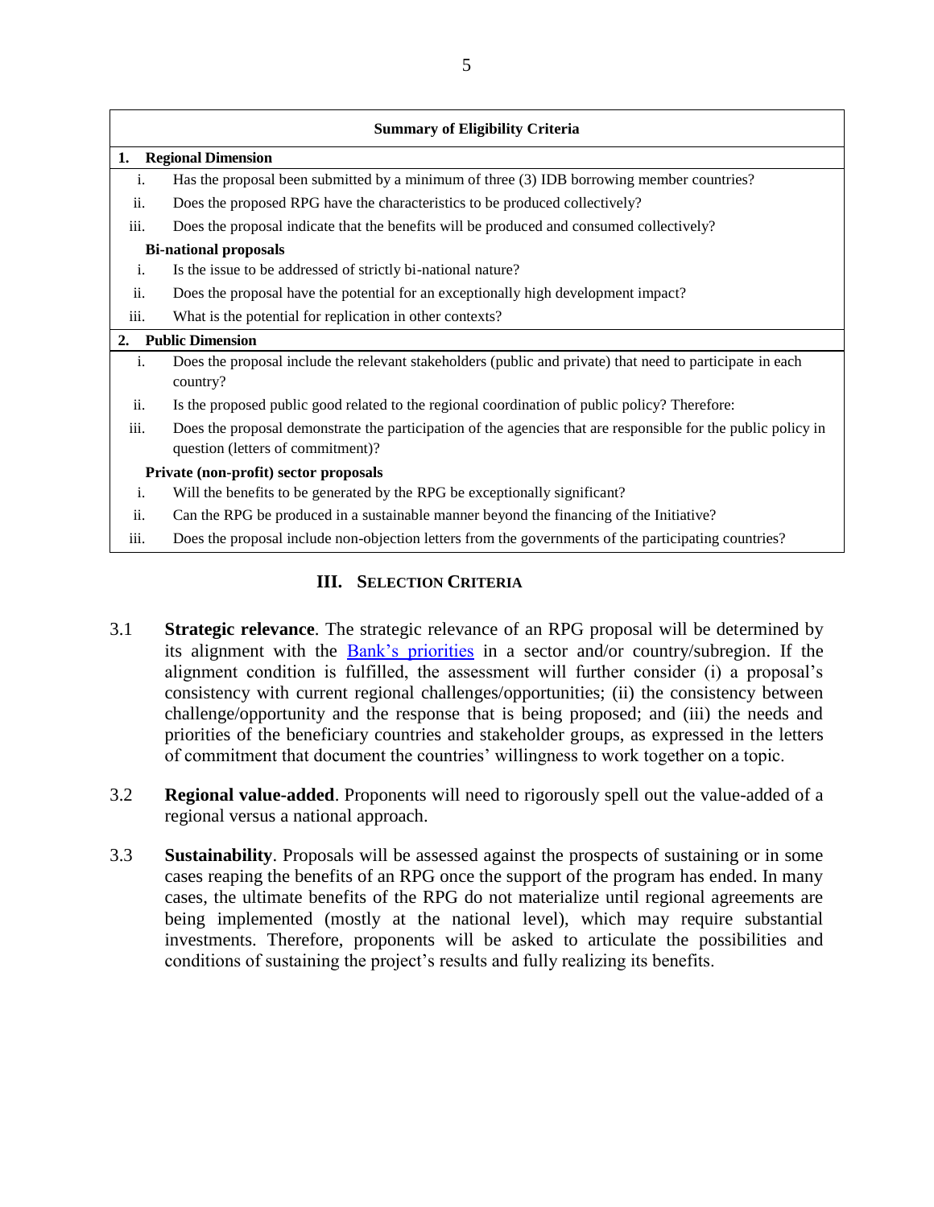| Summary of Eligibility Criteria | |
|---|---|
| **1. Regional Dimension** | |
| i. | Has the proposal been submitted by a minimum of three (3) IDB borrowing member countries? |
| ii. | Does the proposed RPG have the characteristics to be produced collectively? |
| iii. | Does the proposal indicate that the benefits will be produced and consumed collectively? |
| **Bi-national proposals** | |
| i. | Is the issue to be addressed of strictly bi-national nature? |
| ii. | Does the proposal have the potential for an exceptionally high development impact? |
| iii. | What is the potential for replication in other contexts? |
| **2. Public Dimension** | |
| i. | Does the proposal include the relevant stakeholders (public and private) that need to participate in each country? |
| ii. | Is the proposed public good related to the regional coordination of public policy? Therefore: |
| iii. | Does the proposal demonstrate the participation of the agencies that are responsible for the public policy in question (letters of commitment)? |
| **Private (non-profit) sector proposals** | |
| i. | Will the benefits to be generated by the RPG be exceptionally significant? |
| ii. | Can the RPG be produced in a sustainable manner beyond the financing of the Initiative? |
| iii. | Does the proposal include non-objection letters from the governments of the participating countries? |

## III. Selection Criteria

3.1 **Strategic relevance**. The strategic relevance of an RPG proposal will be determined by its alignment with the Bank's priorities in a sector and/or country/subregion. If the alignment condition is fulfilled, the assessment will further consider (i) a proposal's consistency with current regional challenges/opportunities; (ii) the consistency between challenge/opportunity and the response that is being proposed; and (iii) the needs and priorities of the beneficiary countries and stakeholder groups, as expressed in the letters of commitment that document the countries' willingness to work together on a topic.

3.2 **Regional value-added**. Proponents will need to rigorously spell out the value-added of a regional versus a national approach.

3.3 **Sustainability**. Proposals will be assessed against the prospects of sustaining or in some cases reaping the benefits of an RPG once the support of the program has ended. In many cases, the ultimate benefits of the RPG do not materialize until regional agreements are being implemented (mostly at the national level), which may require substantial investments. Therefore, proponents will be asked to articulate the possibilities and conditions of sustaining the project's results and fully realizing its benefits.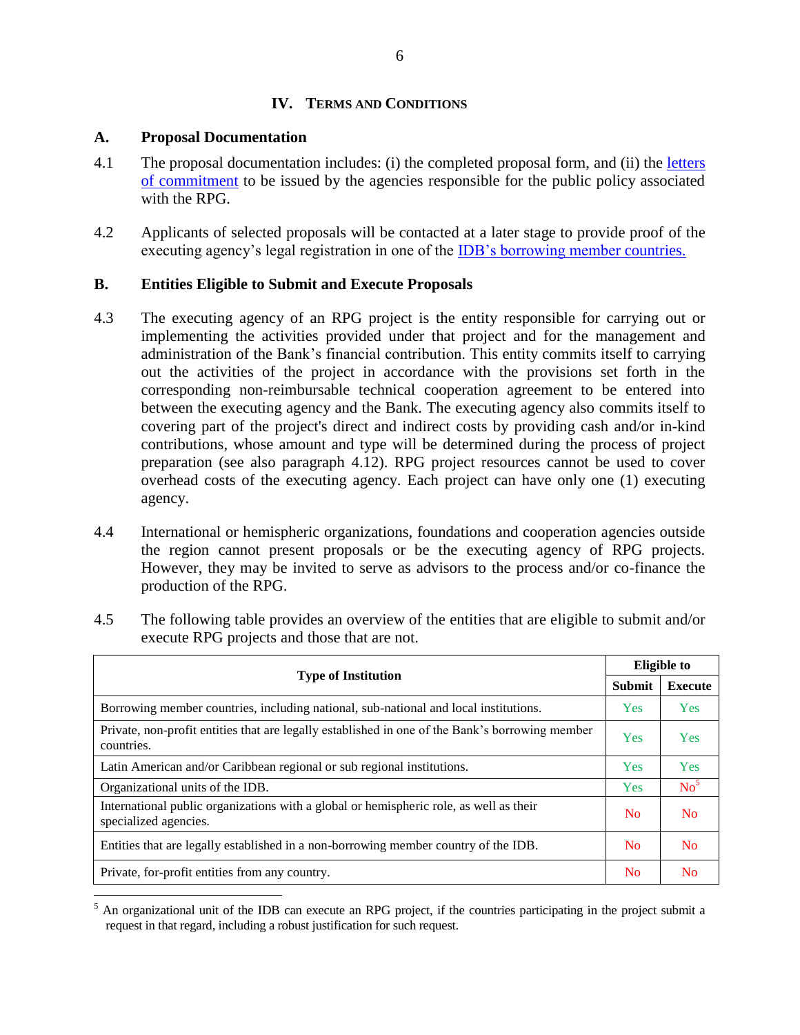## IV. TERMS AND CONDITIONS

### A. Proposal Documentation

4.1 The proposal documentation includes: (i) the completed proposal form, and (ii) the letters of commitment to be issued by the agencies responsible for the public policy associated with the RPG.

4.2 Applicants of selected proposals will be contacted at a later stage to provide proof of the executing agency's legal registration in one of the IDB's borrowing member countries.

### B. Entities Eligible to Submit and Execute Proposals

4.3 The executing agency of an RPG project is the entity responsible for carrying out or implementing the activities provided under that project and for the management and administration of the Bank's financial contribution. This entity commits itself to carrying out the activities of the project in accordance with the provisions set forth in the corresponding non-reimbursable technical cooperation agreement to be entered into between the executing agency and the Bank. The executing agency also commits itself to covering part of the project's direct and indirect costs by providing cash and/or in-kind contributions, whose amount and type will be determined during the process of project preparation (see also paragraph 4.12). RPG project resources cannot be used to cover overhead costs of the executing agency. Each project can have only one (1) executing agency.

4.4 International or hemispheric organizations, foundations and cooperation agencies outside the region cannot present proposals or be the executing agency of RPG projects. However, they may be invited to serve as advisors to the process and/or co-finance the production of the RPG.

4.5 The following table provides an overview of the entities that are eligible to submit and/or execute RPG projects and those that are not.

| Type of Institution | Eligible to | |
|---|---|---|
| | Submit | Execute |
| Borrowing member countries, including national, sub-national and local institutions. | Yes | Yes |
| Private, non-profit entities that are legally established in one of the Bank's borrowing member countries. | Yes | Yes |
| Latin American and/or Caribbean regional or sub regional institutions. | Yes | Yes |
| Organizational units of the IDB. | Yes | No[5] |
| International public organizations with a global or hemispheric role, as well as their specialized agencies. | No | No |
| Entities that are legally established in a non-borrowing member country of the IDB. | No | No |
| Private, for-profit entities from any country. | No | No |

[5] An organizational unit of the IDB can execute an RPG project, if the countries participating in the project submit a request in that regard, including a robust justification for such request.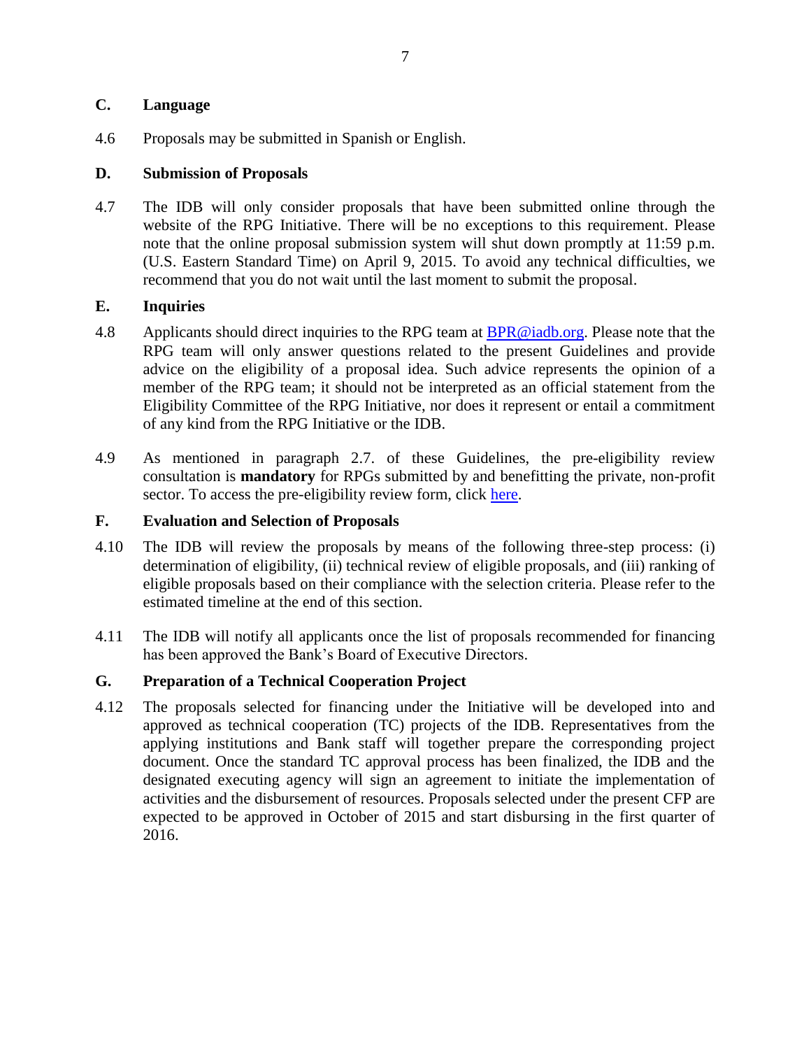### C. Language

4.6 Proposals may be submitted in Spanish or English.

### D. Submission of Proposals

4.7 The IDB will only consider proposals that have been submitted online through the website of the RPG Initiative. There will be no exceptions to this requirement. Please note that the online proposal submission system will shut down promptly at 11:59 p.m. (U.S. Eastern Standard Time) on April 9, 2015. To avoid any technical difficulties, we recommend that you do not wait until the last moment to submit the proposal.

### E. Inquiries

4.8 Applicants should direct inquiries to the RPG team at BPR@iadb.org. Please note that the RPG team will only answer questions related to the present Guidelines and provide advice on the eligibility of a proposal idea. Such advice represents the opinion of a member of the RPG team; it should not be interpreted as an official statement from the Eligibility Committee of the RPG Initiative, nor does it represent or entail a commitment of any kind from the RPG Initiative or the IDB.

4.9 As mentioned in paragraph 2.7. of these Guidelines, the pre-eligibility review consultation is **mandatory** for RPGs submitted by and benefitting the private, non-profit sector. To access the pre-eligibility review form, click here.

### F. Evaluation and Selection of Proposals

4.10 The IDB will review the proposals by means of the following three-step process: (i) determination of eligibility, (ii) technical review of eligible proposals, and (iii) ranking of eligible proposals based on their compliance with the selection criteria. Please refer to the estimated timeline at the end of this section.

4.11 The IDB will notify all applicants once the list of proposals recommended for financing has been approved the Bank's Board of Executive Directors.

### G. Preparation of a Technical Cooperation Project

4.12 The proposals selected for financing under the Initiative will be developed into and approved as technical cooperation (TC) projects of the IDB. Representatives from the applying institutions and Bank staff will together prepare the corresponding project document. Once the standard TC approval process has been finalized, the IDB and the designated executing agency will sign an agreement to initiate the implementation of activities and the disbursement of resources. Proposals selected under the present CFP are expected to be approved in October of 2015 and start disbursing in the first quarter of 2016.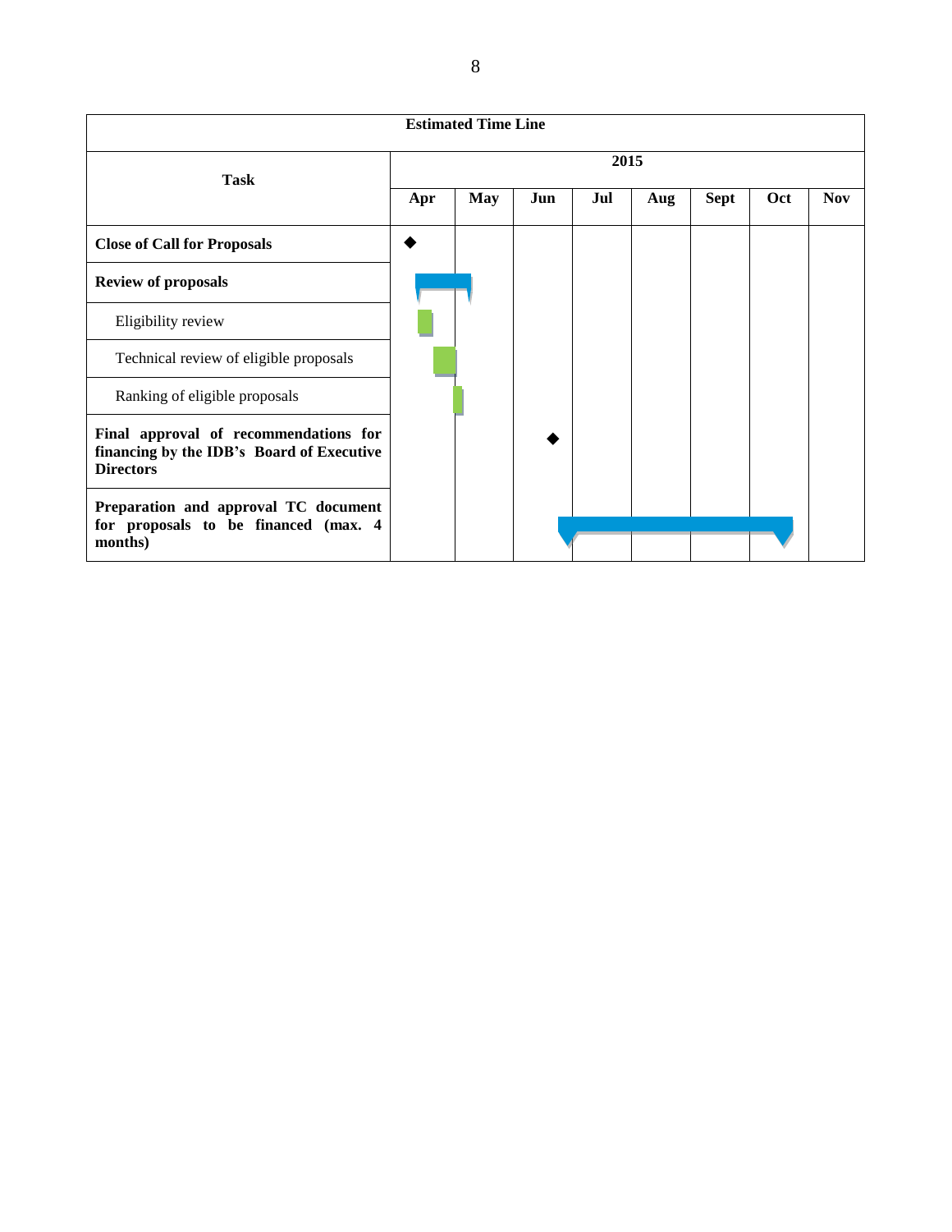| Estimated Time Line | | | | | | | | |
|---|---|---|---|---|---|---|---|---|
| **Task** | **2015** | | | | | | | |
| | **Apr** | **May** | **Jun** | **Jul** | **Aug** | **Sept** | **Oct** | **Nov** |
| **Close of Call for Proposals** | ◆ | | | | | | | |
| **Review of proposals** | ▬ | | | | | | | |
| Eligibility review | ▬ | | | | | | | |
| Technical review of eligible proposals | ▬ | | | | | | | |
| Ranking of eligible proposals | | ▬ | | | | | | |
| **Final approval of recommendations for financing by the IDB's Board of Executive Directors** | | | ◆ | | | | | |
| **Preparation and approval TC document for proposals to be financed (max. 4 months)** | | | ▬ | ▬ | ▬ | ▬ | ▬ | |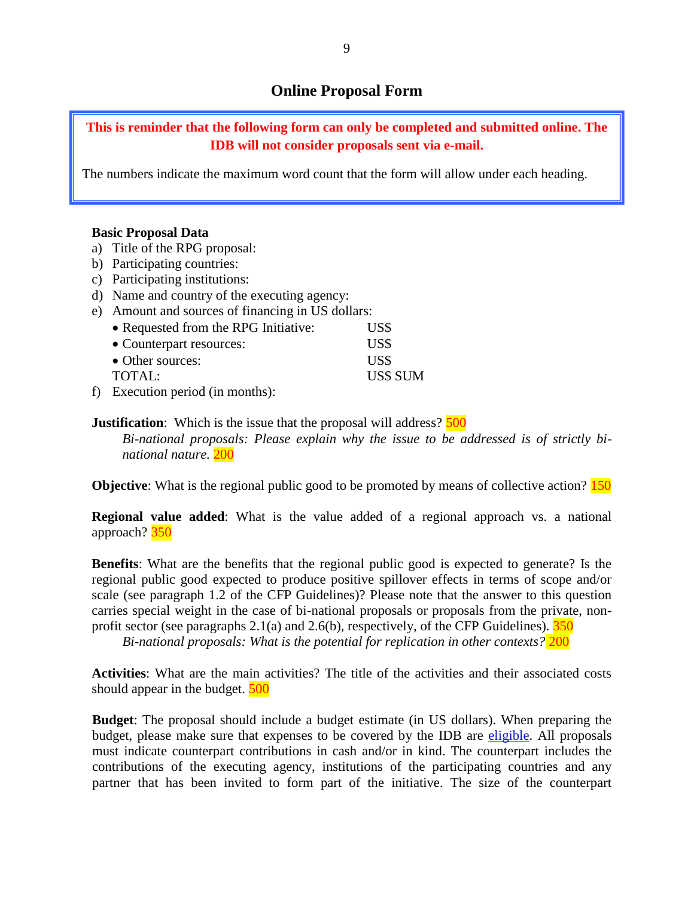## Online Proposal Form

**This is reminder that the following form can only be completed and submitted online. The IDB will not consider proposals sent via e-mail.**

The numbers indicate the maximum word count that the form will allow under each heading.

**Basic Proposal Data**

a) Title of the RPG proposal:
b) Participating countries:
c) Participating institutions:
d) Name and country of the executing agency:
e) Amount and sources of financing in US dollars:
   - Requested from the RPG Initiative: US$
   - Counterpart resources: US$
   - Other sources: US$

   TOTAL: US$ SUM
f) Execution period (in months):

**Justification**: Which is the issue that the proposal will address? 500

*Bi-national proposals: Please explain why the issue to be addressed is of strictly bi-national nature.* 200

**Objective**: What is the regional public good to be promoted by means of collective action? 150

**Regional value added**: What is the value added of a regional approach vs. a national approach? 350

**Benefits**: What are the benefits that the regional public good is expected to generate? Is the regional public good expected to produce positive spillover effects in terms of scope and/or scale (see paragraph 1.2 of the CFP Guidelines)? Please note that the answer to this question carries special weight in the case of bi-national proposals or proposals from the private, non-profit sector (see paragraphs 2.1(a) and 2.6(b), respectively, of the CFP Guidelines). 350

*Bi-national proposals: What is the potential for replication in other contexts?* 200

**Activities**: What are the main activities? The title of the activities and their associated costs should appear in the budget. 500

**Budget**: The proposal should include a budget estimate (in US dollars). When preparing the budget, please make sure that expenses to be covered by the IDB are eligible. All proposals must indicate counterpart contributions in cash and/or in kind. The counterpart includes the contributions of the executing agency, institutions of the participating countries and any partner that has been invited to form part of the initiative. The size of the counterpart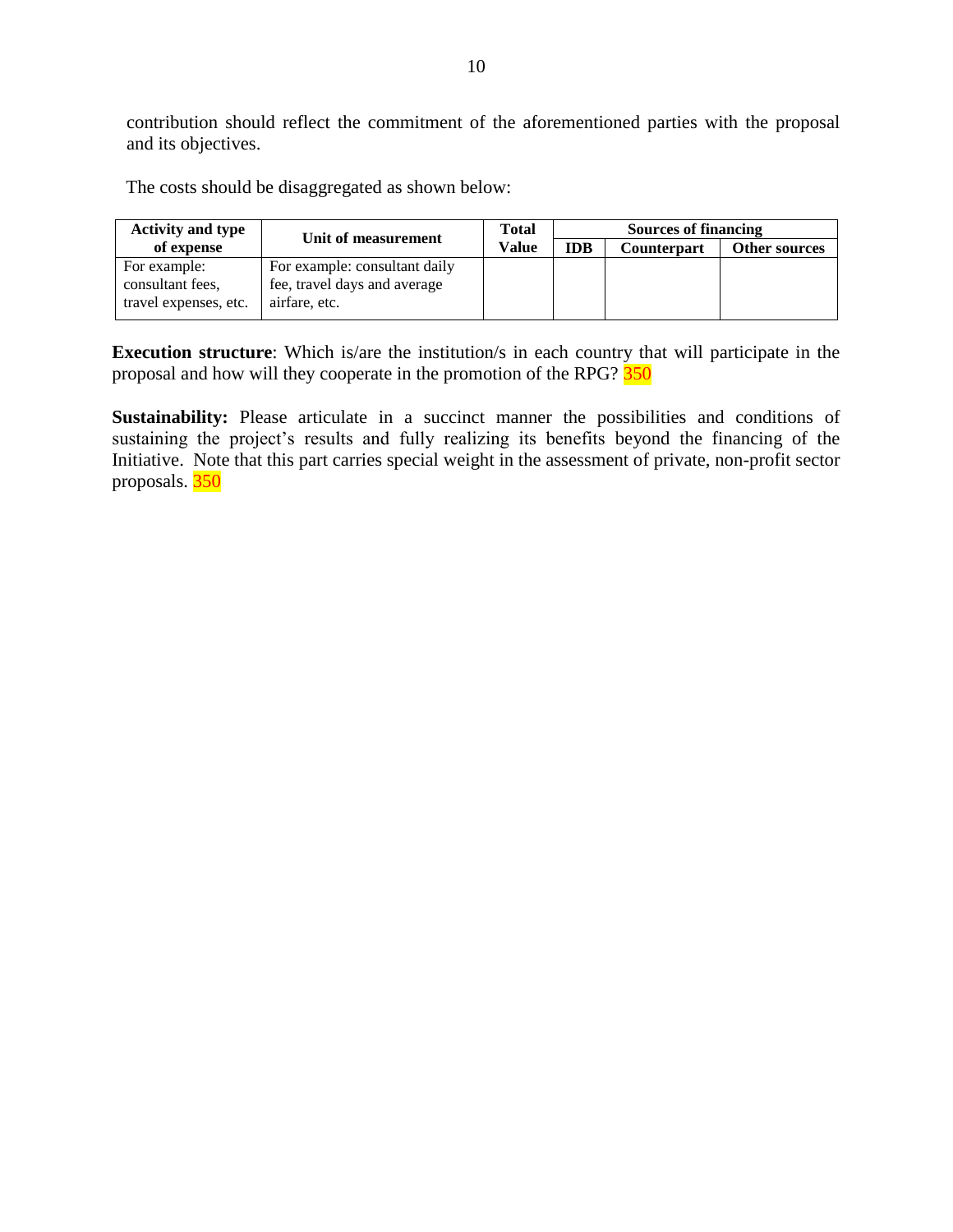contribution should reflect the commitment of the aforementioned parties with the proposal and its objectives.

The costs should be disaggregated as shown below:

| Activity and type of expense | Unit of measurement | Total Value | Sources of financing | | |
|---|---|---|---|---|---|
| | | | IDB | Counterpart | Other sources |
| For example: consultant fees, travel expenses, etc. | For example: consultant daily fee, travel days and average airfare, etc. | | | | |

**Execution structure**: Which is/are the institution/s in each country that will participate in the proposal and how will they cooperate in the promotion of the RPG? 350

**Sustainability:** Please articulate in a succinct manner the possibilities and conditions of sustaining the project's results and fully realizing its benefits beyond the financing of the Initiative. Note that this part carries special weight in the assessment of private, non-profit sector proposals. 350